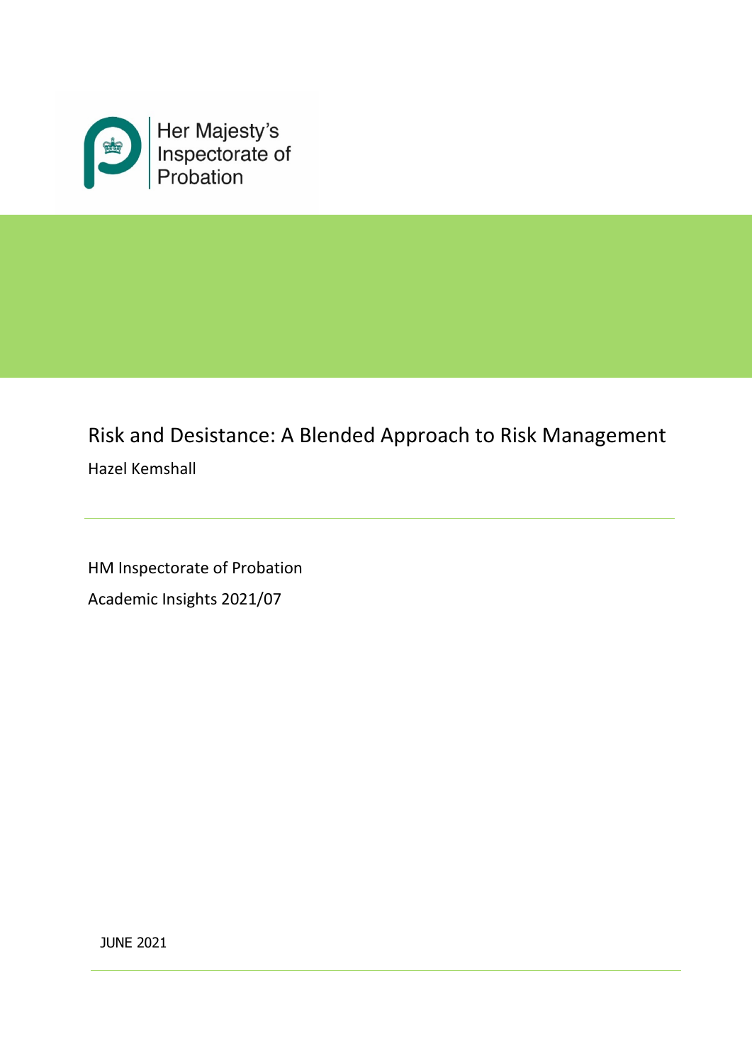Her Majesty's Inspectorate of Probation

# Risk and Desistance: A Blended Approach to Risk Management

Hazel Kemshall

---

HM Inspectorate of Probation

Academic Insights 2021/07

JUNE 2021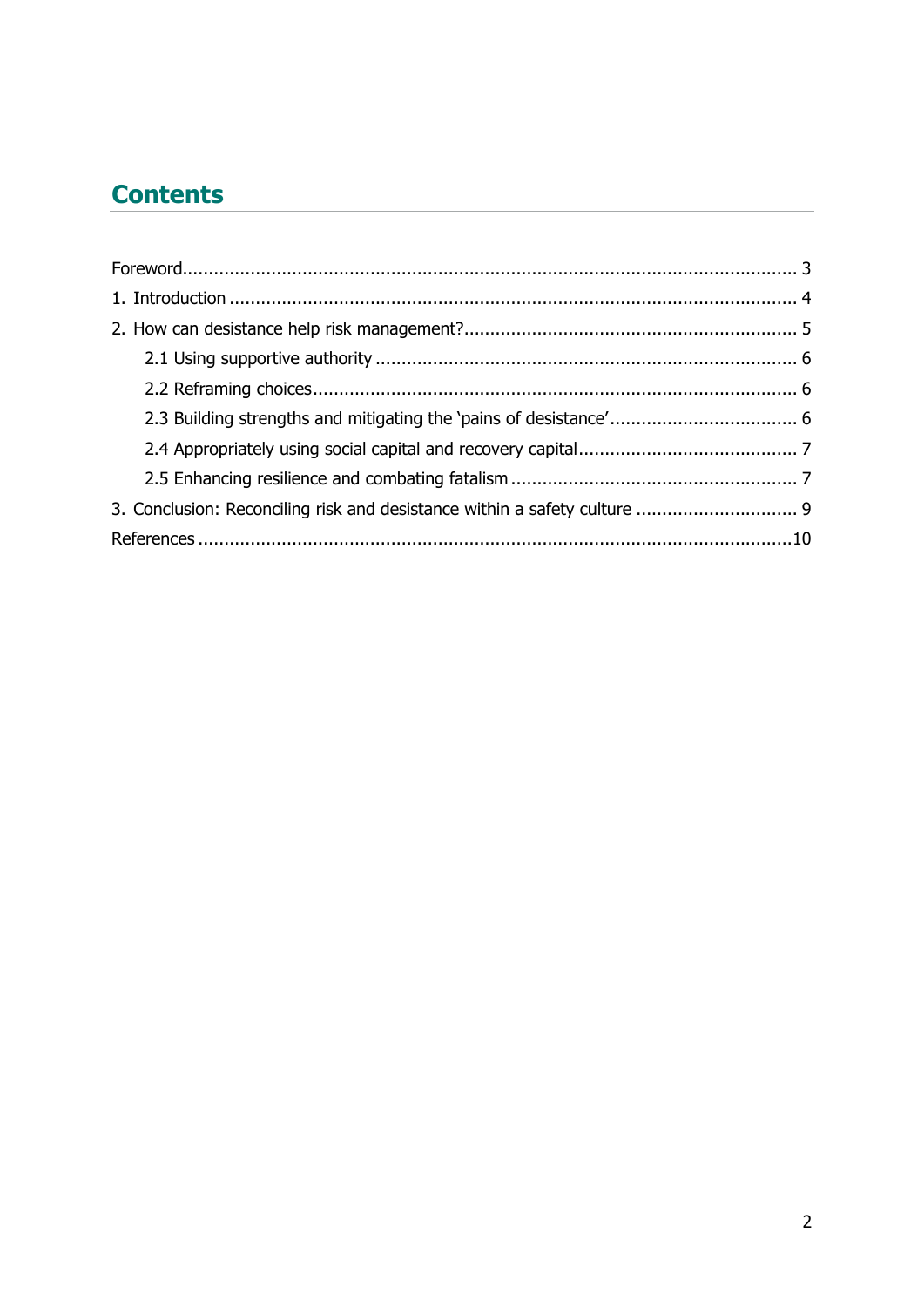## Contents

Foreword ..... 3

1. Introduction ..... 4

2. How can desistance help risk management? ..... 5

    2.1 Using supportive authority ..... 6

    2.2 Reframing choices ..... 6

    2.3 Building strengths and mitigating the 'pains of desistance' ..... 6

    2.4 Appropriately using social capital and recovery capital ..... 7

    2.5 Enhancing resilience and combating fatalism ..... 7

3. Conclusion: Reconciling risk and desistance within a safety culture ..... 9

References ..... 10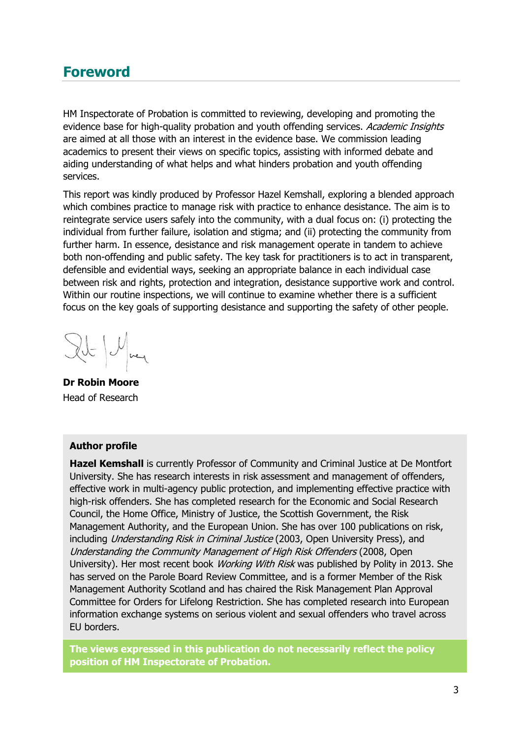## Foreword

HM Inspectorate of Probation is committed to reviewing, developing and promoting the evidence base for high-quality probation and youth offending services. *Academic Insights* are aimed at all those with an interest in the evidence base. We commission leading academics to present their views on specific topics, assisting with informed debate and aiding understanding of what helps and what hinders probation and youth offending services.

This report was kindly produced by Professor Hazel Kemshall, exploring a blended approach which combines practice to manage risk with practice to enhance desistance. The aim is to reintegrate service users safely into the community, with a dual focus on: (i) protecting the individual from further failure, isolation and stigma; and (ii) protecting the community from further harm. In essence, desistance and risk management operate in tandem to achieve both non-offending and public safety. The key task for practitioners is to act in transparent, defensible and evidential ways, seeking an appropriate balance in each individual case between risk and rights, protection and integration, desistance supportive work and control. Within our routine inspections, we will continue to examine whether there is a sufficient focus on the key goals of supporting desistance and supporting the safety of other people.

**Dr Robin Moore**
Head of Research

**Author profile**

**Hazel Kemshall** is currently Professor of Community and Criminal Justice at De Montfort University. She has research interests in risk assessment and management of offenders, effective work in multi-agency public protection, and implementing effective practice with high-risk offenders. She has completed research for the Economic and Social Research Council, the Home Office, Ministry of Justice, the Scottish Government, the Risk Management Authority, and the European Union. She has over 100 publications on risk, including *Understanding Risk in Criminal Justice* (2003, Open University Press), and *Understanding the Community Management of High Risk Offenders* (2008, Open University). Her most recent book *Working With Risk* was published by Polity in 2013. She has served on the Parole Board Review Committee, and is a former Member of the Risk Management Authority Scotland and has chaired the Risk Management Plan Approval Committee for Orders for Lifelong Restriction. She has completed research into European information exchange systems on serious violent and sexual offenders who travel across EU borders.

**The views expressed in this publication do not necessarily reflect the policy position of HM Inspectorate of Probation.**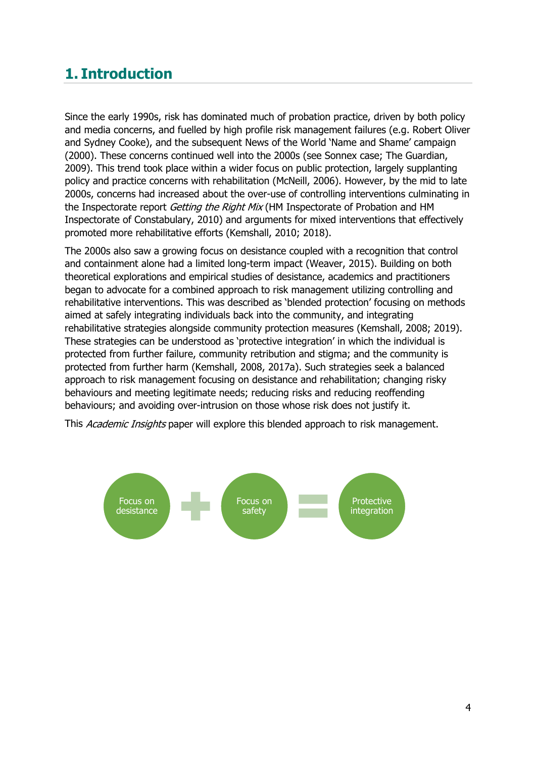# 1. Introduction

Since the early 1990s, risk has dominated much of probation practice, driven by both policy and media concerns, and fuelled by high profile risk management failures (e.g. Robert Oliver and Sydney Cooke), and the subsequent News of the World 'Name and Shame' campaign (2000). These concerns continued well into the 2000s (see Sonnex case; The Guardian, 2009). This trend took place within a wider focus on public protection, largely supplanting policy and practice concerns with rehabilitation (McNeill, 2006). However, by the mid to late 2000s, concerns had increased about the over-use of controlling interventions culminating in the Inspectorate report *Getting the Right Mix* (HM Inspectorate of Probation and HM Inspectorate of Constabulary, 2010) and arguments for mixed interventions that effectively promoted more rehabilitative efforts (Kemshall, 2010; 2018).

The 2000s also saw a growing focus on desistance coupled with a recognition that control and containment alone had a limited long-term impact (Weaver, 2015). Building on both theoretical explorations and empirical studies of desistance, academics and practitioners began to advocate for a combined approach to risk management utilizing controlling and rehabilitative interventions. This was described as 'blended protection' focusing on methods aimed at safely integrating individuals back into the community, and integrating rehabilitative strategies alongside community protection measures (Kemshall, 2008; 2019). These strategies can be understood as 'protective integration' in which the individual is protected from further failure, community retribution and stigma; and the community is protected from further harm (Kemshall, 2008, 2017a). Such strategies seek a balanced approach to risk management focusing on desistance and rehabilitation; changing risky behaviours and meeting legitimate needs; reducing risks and reducing reoffending behaviours; and avoiding over-intrusion on those whose risk does not justify it.

This *Academic Insights* paper will explore this blended approach to risk management.

Focus on desistance + Focus on safety = Protective integration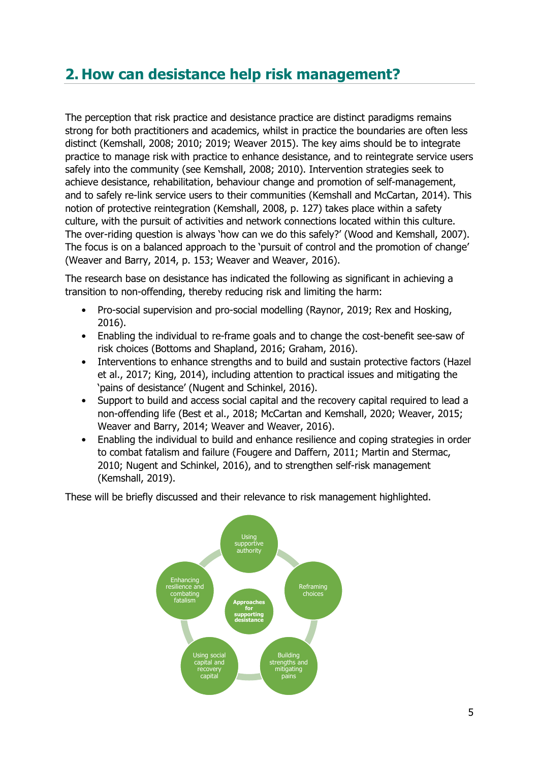## 2. How can desistance help risk management?

The perception that risk practice and desistance practice are distinct paradigms remains strong for both practitioners and academics, whilst in practice the boundaries are often less distinct (Kemshall, 2008; 2010; 2019; Weaver 2015). The key aims should be to integrate practice to manage risk with practice to enhance desistance, and to reintegrate service users safely into the community (see Kemshall, 2008; 2010). Intervention strategies seek to achieve desistance, rehabilitation, behaviour change and promotion of self-management, and to safely re-link service users to their communities (Kemshall and McCartan, 2014). This notion of protective reintegration (Kemshall, 2008, p. 127) takes place within a safety culture, with the pursuit of activities and network connections located within this culture. The over-riding question is always 'how can we do this safely?' (Wood and Kemshall, 2007). The focus is on a balanced approach to the 'pursuit of control and the promotion of change' (Weaver and Barry, 2014, p. 153; Weaver and Weaver, 2016).

The research base on desistance has indicated the following as significant in achieving a transition to non-offending, thereby reducing risk and limiting the harm:

- Pro-social supervision and pro-social modelling (Raynor, 2019; Rex and Hosking, 2016).
- Enabling the individual to re-frame goals and to change the cost-benefit see-saw of risk choices (Bottoms and Shapland, 2016; Graham, 2016).
- Interventions to enhance strengths and to build and sustain protective factors (Hazel et al., 2017; King, 2014), including attention to practical issues and mitigating the 'pains of desistance' (Nugent and Schinkel, 2016).
- Support to build and access social capital and the recovery capital required to lead a non-offending life (Best et al., 2018; McCartan and Kemshall, 2020; Weaver, 2015; Weaver and Barry, 2014; Weaver and Weaver, 2016).
- Enabling the individual to build and enhance resilience and coping strategies in order to combat fatalism and failure (Fougere and Daffern, 2011; Martin and Stermac, 2010; Nugent and Schinkel, 2016), and to strengthen self-risk management (Kemshall, 2019).

These will be briefly discussed and their relevance to risk management highlighted.

**Approaches for supporting desistance**

- Using supportive authority
- Reframing choices
- Building strengths and mitigating pains
- Using social capital and recovery capital
- Enhancing resilience and combating fatalism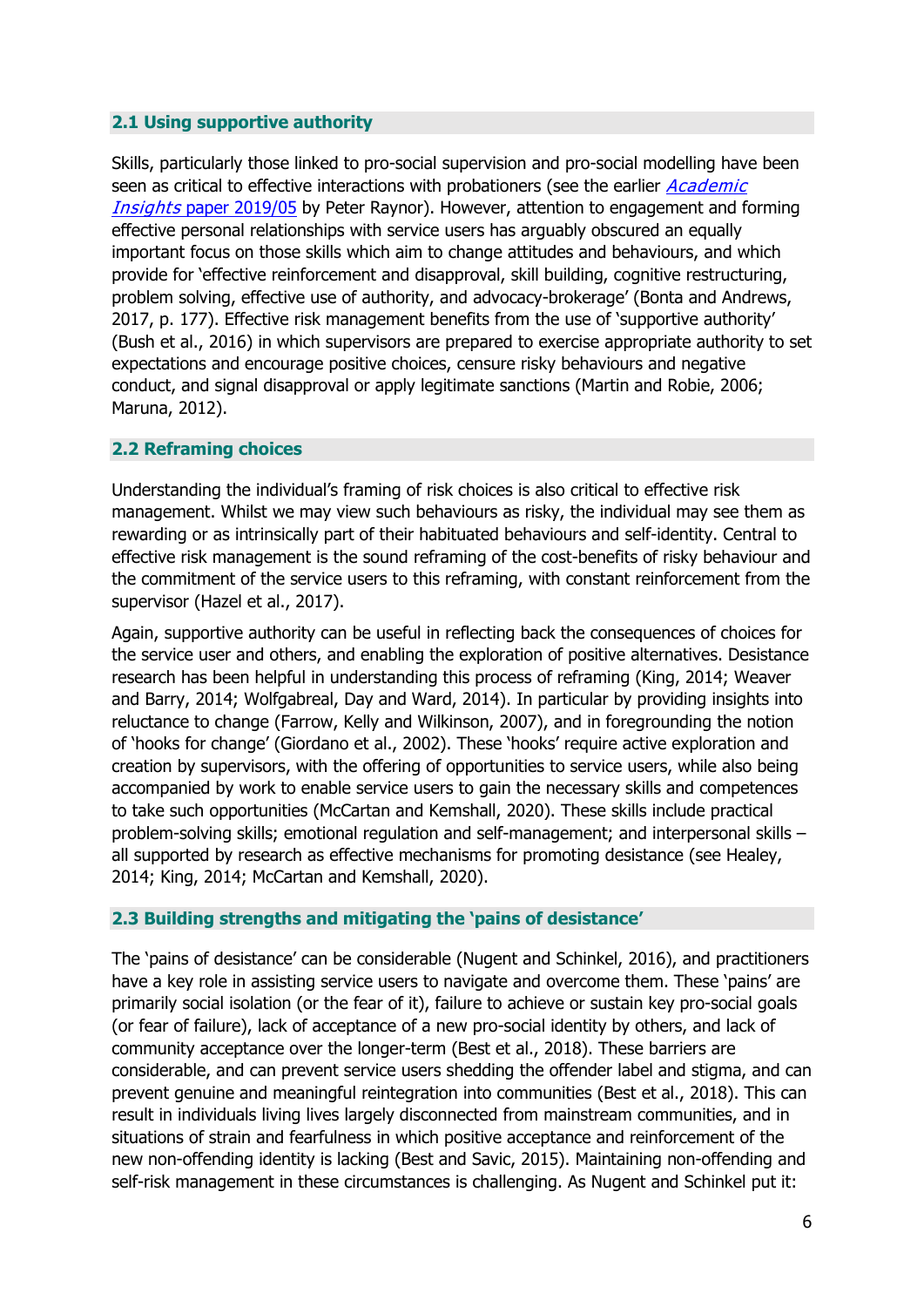### 2.1 Using supportive authority

Skills, particularly those linked to pro-social supervision and pro-social modelling have been seen as critical to effective interactions with probationers (see the earlier *Academic Insights* paper 2019/05 by Peter Raynor). However, attention to engagement and forming effective personal relationships with service users has arguably obscured an equally important focus on those skills which aim to change attitudes and behaviours, and which provide for 'effective reinforcement and disapproval, skill building, cognitive restructuring, problem solving, effective use of authority, and advocacy-brokerage' (Bonta and Andrews, 2017, p. 177). Effective risk management benefits from the use of 'supportive authority' (Bush et al., 2016) in which supervisors are prepared to exercise appropriate authority to set expectations and encourage positive choices, censure risky behaviours and negative conduct, and signal disapproval or apply legitimate sanctions (Martin and Robie, 2006; Maruna, 2012).

### 2.2 Reframing choices

Understanding the individual's framing of risk choices is also critical to effective risk management. Whilst we may view such behaviours as risky, the individual may see them as rewarding or as intrinsically part of their habituated behaviours and self-identity. Central to effective risk management is the sound reframing of the cost-benefits of risky behaviour and the commitment of the service users to this reframing, with constant reinforcement from the supervisor (Hazel et al., 2017).

Again, supportive authority can be useful in reflecting back the consequences of choices for the service user and others, and enabling the exploration of positive alternatives. Desistance research has been helpful in understanding this process of reframing (King, 2014; Weaver and Barry, 2014; Wolfgabreal, Day and Ward, 2014). In particular by providing insights into reluctance to change (Farrow, Kelly and Wilkinson, 2007), and in foregrounding the notion of 'hooks for change' (Giordano et al., 2002). These 'hooks' require active exploration and creation by supervisors, with the offering of opportunities to service users, while also being accompanied by work to enable service users to gain the necessary skills and competences to take such opportunities (McCartan and Kemshall, 2020). These skills include practical problem-solving skills; emotional regulation and self-management; and interpersonal skills – all supported by research as effective mechanisms for promoting desistance (see Healey, 2014; King, 2014; McCartan and Kemshall, 2020).

### 2.3 Building strengths and mitigating the 'pains of desistance'

The 'pains of desistance' can be considerable (Nugent and Schinkel, 2016), and practitioners have a key role in assisting service users to navigate and overcome them. These 'pains' are primarily social isolation (or the fear of it), failure to achieve or sustain key pro-social goals (or fear of failure), lack of acceptance of a new pro-social identity by others, and lack of community acceptance over the longer-term (Best et al., 2018). These barriers are considerable, and can prevent service users shedding the offender label and stigma, and can prevent genuine and meaningful reintegration into communities (Best et al., 2018). This can result in individuals living lives largely disconnected from mainstream communities, and in situations of strain and fearfulness in which positive acceptance and reinforcement of the new non-offending identity is lacking (Best and Savic, 2015). Maintaining non-offending and self-risk management in these circumstances is challenging. As Nugent and Schinkel put it: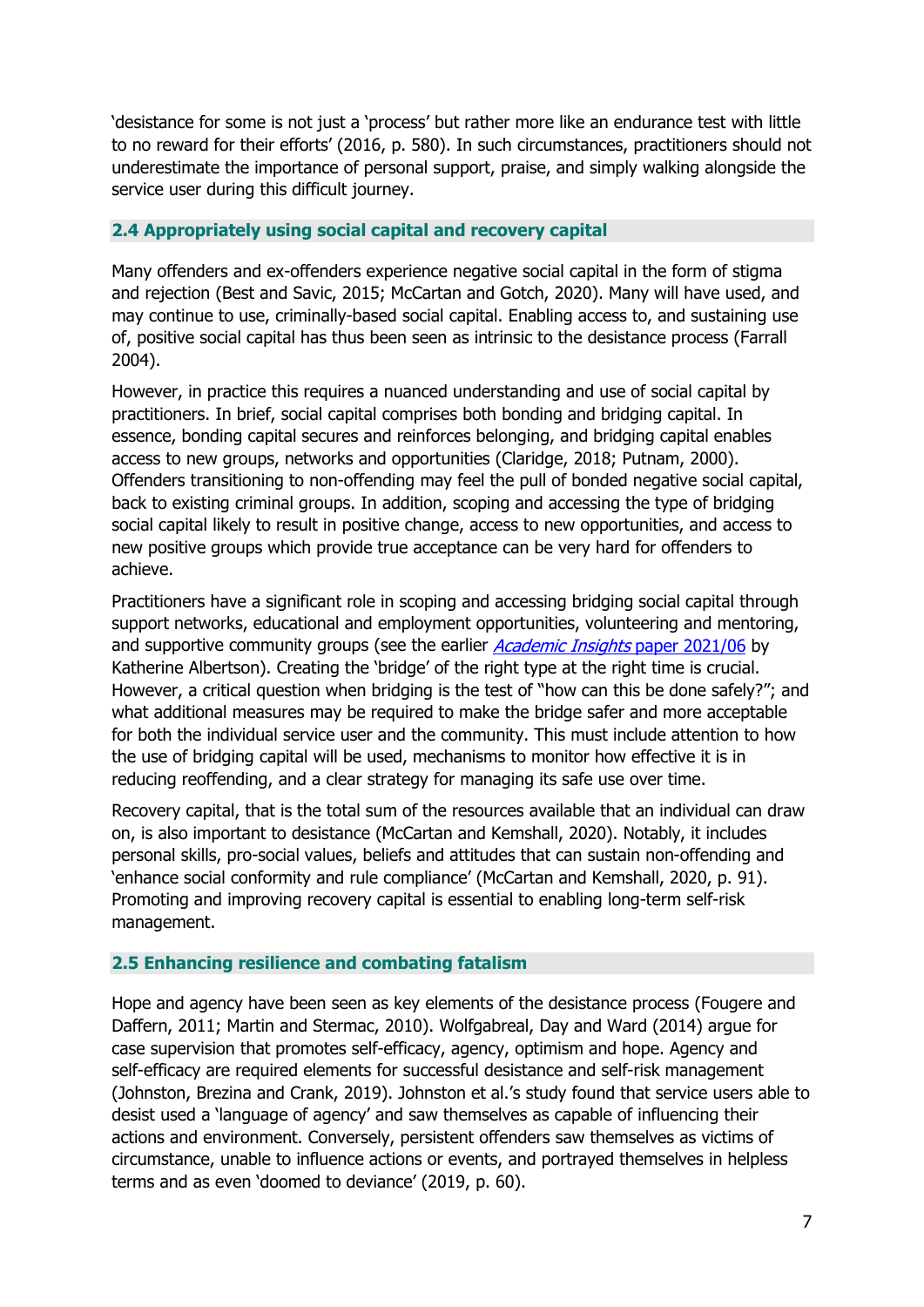‘desistance for some is not just a ‘process’ but rather more like an endurance test with little to no reward for their efforts’ (2016, p. 580). In such circumstances, practitioners should not underestimate the importance of personal support, praise, and simply walking alongside the service user during this difficult journey.

### 2.4 Appropriately using social capital and recovery capital

Many offenders and ex-offenders experience negative social capital in the form of stigma and rejection (Best and Savic, 2015; McCartan and Gotch, 2020). Many will have used, and may continue to use, criminally-based social capital. Enabling access to, and sustaining use of, positive social capital has thus been seen as intrinsic to the desistance process (Farrall 2004).

However, in practice this requires a nuanced understanding and use of social capital by practitioners. In brief, social capital comprises both bonding and bridging capital. In essence, bonding capital secures and reinforces belonging, and bridging capital enables access to new groups, networks and opportunities (Claridge, 2018; Putnam, 2000). Offenders transitioning to non-offending may feel the pull of bonded negative social capital, back to existing criminal groups. In addition, scoping and accessing the type of bridging social capital likely to result in positive change, access to new opportunities, and access to new positive groups which provide true acceptance can be very hard for offenders to achieve.

Practitioners have a significant role in scoping and accessing bridging social capital through support networks, educational and employment opportunities, volunteering and mentoring, and supportive community groups (see the earlier [*Academic Insights* paper 2021/06] by Katherine Albertson). Creating the ‘bridge’ of the right type at the right time is crucial. However, a critical question when bridging is the test of “how can this be done safely?”; and what additional measures may be required to make the bridge safer and more acceptable for both the individual service user and the community. This must include attention to how the use of bridging capital will be used, mechanisms to monitor how effective it is in reducing reoffending, and a clear strategy for managing its safe use over time.

Recovery capital, that is the total sum of the resources available that an individual can draw on, is also important to desistance (McCartan and Kemshall, 2020). Notably, it includes personal skills, pro-social values, beliefs and attitudes that can sustain non-offending and ‘enhance social conformity and rule compliance’ (McCartan and Kemshall, 2020, p. 91). Promoting and improving recovery capital is essential to enabling long-term self-risk management.

### 2.5 Enhancing resilience and combating fatalism

Hope and agency have been seen as key elements of the desistance process (Fougere and Daffern, 2011; Martin and Stermac, 2010). Wolfgabreal, Day and Ward (2014) argue for case supervision that promotes self-efficacy, agency, optimism and hope. Agency and self-efficacy are required elements for successful desistance and self-risk management (Johnston, Brezina and Crank, 2019). Johnston et al.’s study found that service users able to desist used a ‘language of agency’ and saw themselves as capable of influencing their actions and environment. Conversely, persistent offenders saw themselves as victims of circumstance, unable to influence actions or events, and portrayed themselves in helpless terms and as even ‘doomed to deviance’ (2019, p. 60).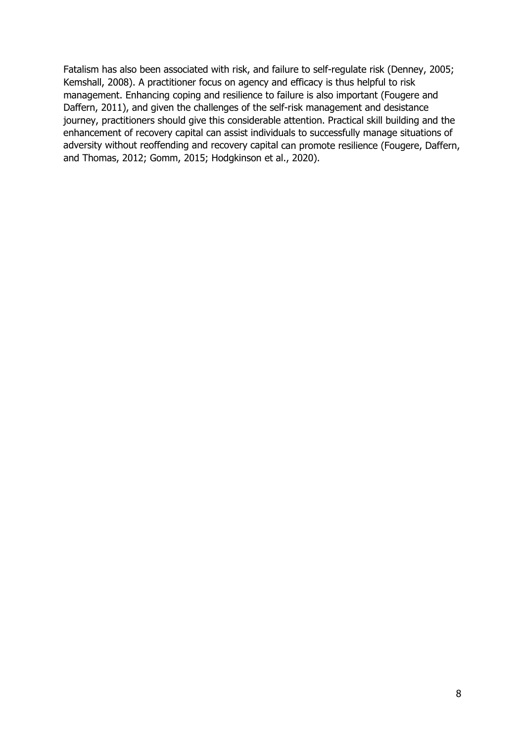Fatalism has also been associated with risk, and failure to self-regulate risk (Denney, 2005; Kemshall, 2008). A practitioner focus on agency and efficacy is thus helpful to risk management. Enhancing coping and resilience to failure is also important (Fougere and Daffern, 2011), and given the challenges of the self-risk management and desistance journey, practitioners should give this considerable attention. Practical skill building and the enhancement of recovery capital can assist individuals to successfully manage situations of adversity without reoffending and recovery capital can promote resilience (Fougere, Daffern, and Thomas, 2012; Gomm, 2015; Hodgkinson et al., 2020).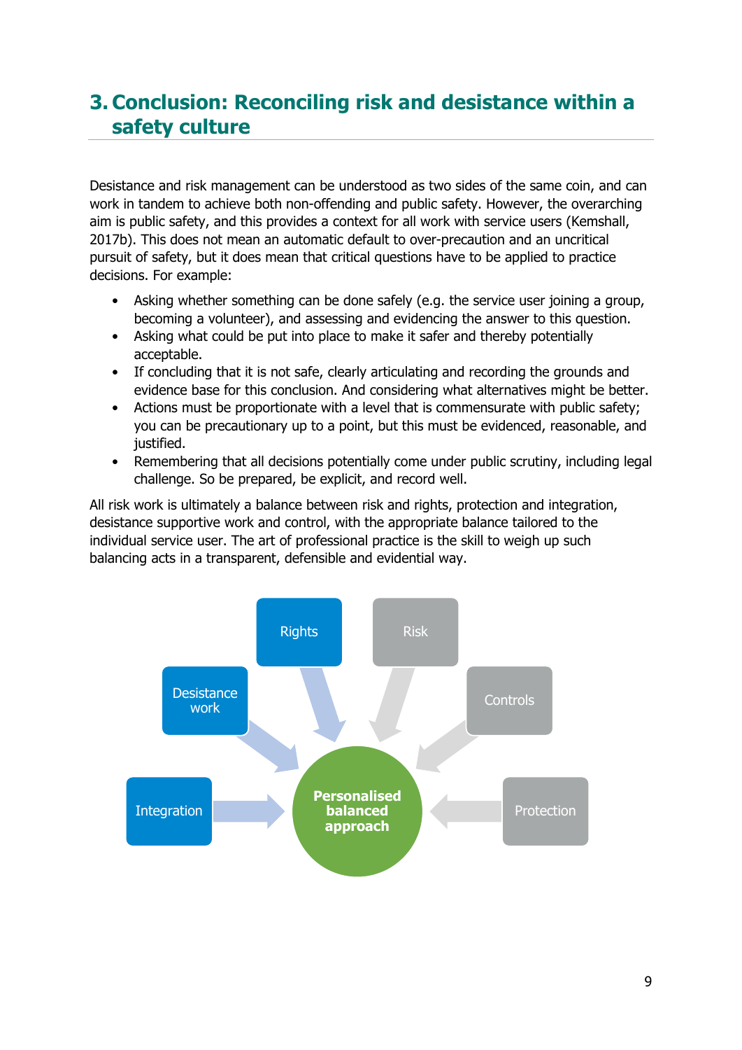# 3. Conclusion: Reconciling risk and desistance within a safety culture

Desistance and risk management can be understood as two sides of the same coin, and can work in tandem to achieve both non-offending and public safety. However, the overarching aim is public safety, and this provides a context for all work with service users (Kemshall, 2017b). This does not mean an automatic default to over-precaution and an uncritical pursuit of safety, but it does mean that critical questions have to be applied to practice decisions. For example:

- Asking whether something can be done safely (e.g. the service user joining a group, becoming a volunteer), and assessing and evidencing the answer to this question.
- Asking what could be put into place to make it safer and thereby potentially acceptable.
- If concluding that it is not safe, clearly articulating and recording the grounds and evidence base for this conclusion. And considering what alternatives might be better.
- Actions must be proportionate with a level that is commensurate with public safety; you can be precautionary up to a point, but this must be evidenced, reasonable, and justified.
- Remembering that all decisions potentially come under public scrutiny, including legal challenge. So be prepared, be explicit, and record well.

All risk work is ultimately a balance between risk and rights, protection and integration, desistance supportive work and control, with the appropriate balance tailored to the individual service user. The art of professional practice is the skill to weigh up such balancing acts in a transparent, defensible and evidential way.

Rights | Risk | Desistance work | Controls | Integration | Protection → **Personalised balanced approach**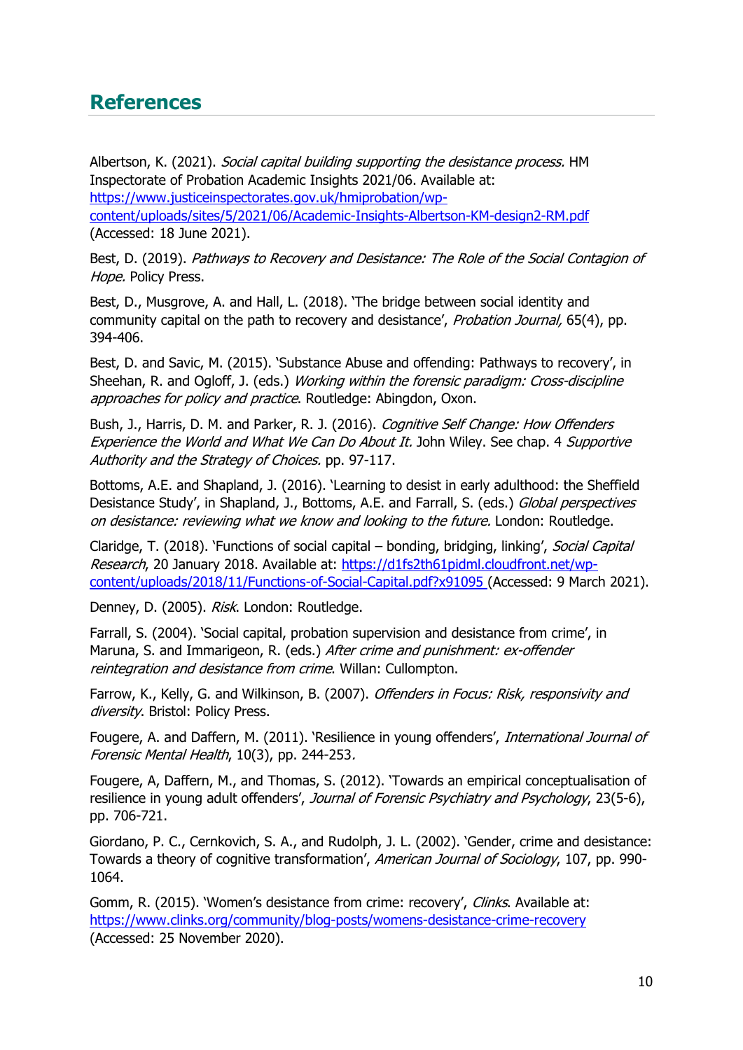# References

Albertson, K. (2021). *Social capital building supporting the desistance process.* HM Inspectorate of Probation Academic Insights 2021/06. Available at: https://www.justiceinspectorates.gov.uk/hmiprobation/wp-content/uploads/sites/5/2021/06/Academic-Insights-Albertson-KM-design2-RM.pdf (Accessed: 18 June 2021).

Best, D. (2019). *Pathways to Recovery and Desistance: The Role of the Social Contagion of Hope.* Policy Press.

Best, D., Musgrove, A. and Hall, L. (2018). 'The bridge between social identity and community capital on the path to recovery and desistance', *Probation Journal,* 65(4), pp. 394-406.

Best, D. and Savic, M. (2015). 'Substance Abuse and offending: Pathways to recovery', in Sheehan, R. and Ogloff, J. (eds.) *Working within the forensic paradigm: Cross-discipline approaches for policy and practice*. Routledge: Abingdon, Oxon.

Bush, J., Harris, D. M. and Parker, R. J. (2016). *Cognitive Self Change: How Offenders Experience the World and What We Can Do About It.* John Wiley. See chap. 4 *Supportive Authority and the Strategy of Choices.* pp. 97-117.

Bottoms, A.E. and Shapland, J. (2016). 'Learning to desist in early adulthood: the Sheffield Desistance Study', in Shapland, J., Bottoms, A.E. and Farrall, S. (eds.) *Global perspectives on desistance: reviewing what we know and looking to the future.* London: Routledge.

Claridge, T. (2018). 'Functions of social capital – bonding, bridging, linking', *Social Capital Research*, 20 January 2018. Available at: https://d1fs2th61pidml.cloudfront.net/wp-content/uploads/2018/11/Functions-of-Social-Capital.pdf?x91095 (Accessed: 9 March 2021).

Denney, D. (2005). *Risk*. London: Routledge.

Farrall, S. (2004). 'Social capital, probation supervision and desistance from crime', in Maruna, S. and Immarigeon, R. (eds.) *After crime and punishment: ex-offender reintegration and desistance from crime*. Willan: Cullompton.

Farrow, K., Kelly, G. and Wilkinson, B. (2007). *Offenders in Focus: Risk, responsivity and diversity*. Bristol: Policy Press.

Fougere, A. and Daffern, M. (2011). 'Resilience in young offenders', *International Journal of Forensic Mental Health*, 10(3), pp. 244-253.

Fougere, A, Daffern, M., and Thomas, S. (2012). 'Towards an empirical conceptualisation of resilience in young adult offenders', *Journal of Forensic Psychiatry and Psychology*, 23(5-6), pp. 706-721.

Giordano, P. C., Cernkovich, S. A., and Rudolph, J. L. (2002). 'Gender, crime and desistance: Towards a theory of cognitive transformation', *American Journal of Sociology*, 107, pp. 990-1064.

Gomm, R. (2015). 'Women's desistance from crime: recovery', *Clinks*. Available at: https://www.clinks.org/community/blog-posts/womens-desistance-crime-recovery (Accessed: 25 November 2020).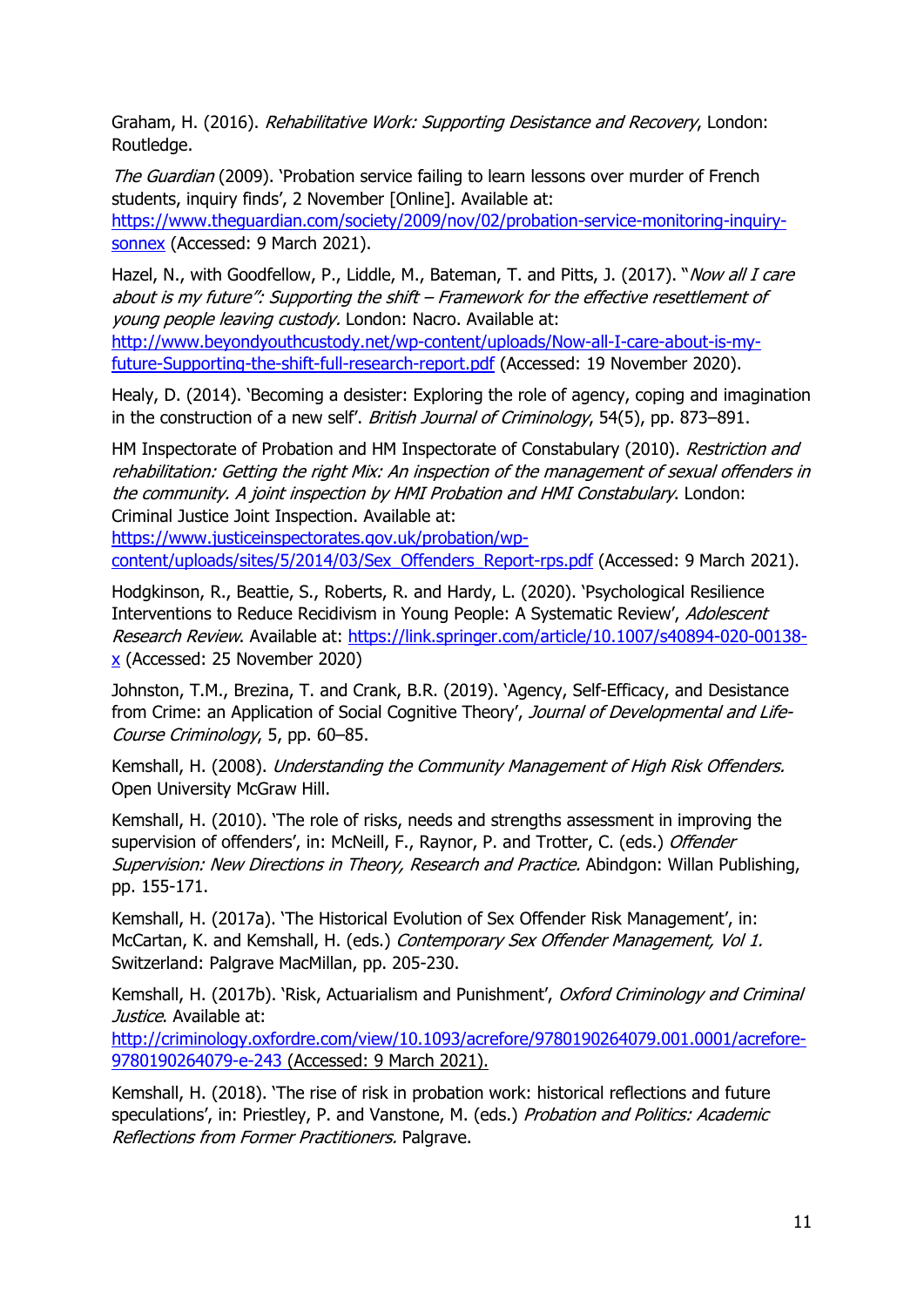Graham, H. (2016). *Rehabilitative Work: Supporting Desistance and Recovery*, London: Routledge.

*The Guardian* (2009). 'Probation service failing to learn lessons over murder of French students, inquiry finds', 2 November [Online]. Available at: [https://www.theguardian.com/society/2009/nov/02/probation-service-monitoring-inquiry-sonnex](https://www.theguardian.com/society/2009/nov/02/probation-service-monitoring-inquiry-sonnex) (Accessed: 9 March 2021).

Hazel, N., with Goodfellow, P., Liddle, M., Bateman, T. and Pitts, J. (2017). "*Now all I care about is my future": Supporting the shift – Framework for the effective resettlement of young people leaving custody.* London: Nacro. Available at: [http://www.beyondyouthcustody.net/wp-content/uploads/Now-all-I-care-about-is-my-future-Supporting-the-shift-full-research-report.pdf](http://www.beyondyouthcustody.net/wp-content/uploads/Now-all-I-care-about-is-my-future-Supporting-the-shift-full-research-report.pdf) (Accessed: 19 November 2020).

Healy, D. (2014). 'Becoming a desister: Exploring the role of agency, coping and imagination in the construction of a new self'. *British Journal of Criminology*, 54(5), pp. 873–891.

HM Inspectorate of Probation and HM Inspectorate of Constabulary (2010). *Restriction and rehabilitation: Getting the right Mix: An inspection of the management of sexual offenders in the community. A joint inspection by HMI Probation and HMI Constabulary*. London: Criminal Justice Joint Inspection. Available at: [https://www.justiceinspectorates.gov.uk/probation/wp-content/uploads/sites/5/2014/03/Sex_Offenders_Report-rps.pdf](https://www.justiceinspectorates.gov.uk/probation/wp-content/uploads/sites/5/2014/03/Sex_Offenders_Report-rps.pdf) (Accessed: 9 March 2021).

Hodgkinson, R., Beattie, S., Roberts, R. and Hardy, L. (2020). 'Psychological Resilience Interventions to Reduce Recidivism in Young People: A Systematic Review', *Adolescent Research Review*. Available at: [https://link.springer.com/article/10.1007/s40894-020-00138-x](https://link.springer.com/article/10.1007/s40894-020-00138-x) (Accessed: 25 November 2020)

Johnston, T.M., Brezina, T. and Crank, B.R. (2019). 'Agency, Self-Efficacy, and Desistance from Crime: an Application of Social Cognitive Theory', *Journal of Developmental and Life-Course Criminology*, 5, pp. 60–85.

Kemshall, H. (2008). *Understanding the Community Management of High Risk Offenders.* Open University McGraw Hill.

Kemshall, H. (2010). 'The role of risks, needs and strengths assessment in improving the supervision of offenders', in: McNeill, F., Raynor, P. and Trotter, C. (eds.) *Offender Supervision: New Directions in Theory, Research and Practice.* Abingdon: Willan Publishing, pp. 155-171.

Kemshall, H. (2017a). 'The Historical Evolution of Sex Offender Risk Management', in: McCartan, K. and Kemshall, H. (eds.) *Contemporary Sex Offender Management, Vol 1.* Switzerland: Palgrave MacMillan, pp. 205-230.

Kemshall, H. (2017b). 'Risk, Actuarialism and Punishment', *Oxford Criminology and Criminal Justice*. Available at: [http://criminology.oxfordre.com/view/10.1093/acrefore/9780190264079.001.0001/acrefore-9780190264079-e-243](http://criminology.oxfordre.com/view/10.1093/acrefore/9780190264079.001.0001/acrefore-9780190264079-e-243) (Accessed: 9 March 2021).

Kemshall, H. (2018). 'The rise of risk in probation work: historical reflections and future speculations', in: Priestley, P. and Vanstone, M. (eds.) *Probation and Politics: Academic Reflections from Former Practitioners.* Palgrave.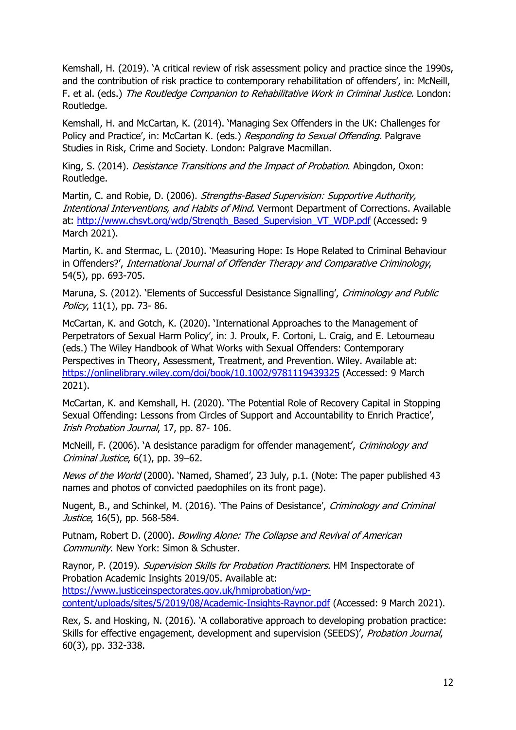Kemshall, H. (2019). 'A critical review of risk assessment policy and practice since the 1990s, and the contribution of risk practice to contemporary rehabilitation of offenders', in: McNeill, F. et al. (eds.) *The Routledge Companion to Rehabilitative Work in Criminal Justice.* London: Routledge.

Kemshall, H. and McCartan, K. (2014). 'Managing Sex Offenders in the UK: Challenges for Policy and Practice', in: McCartan K. (eds.) *Responding to Sexual Offending.* Palgrave Studies in Risk, Crime and Society. London: Palgrave Macmillan.

King, S. (2014). *Desistance Transitions and the Impact of Probation*. Abingdon, Oxon: Routledge.

Martin, C. and Robie, D. (2006). *Strengths-Based Supervision: Supportive Authority, Intentional Interventions, and Habits of Mind.* Vermont Department of Corrections. Available at: [http://www.chsvt.org/wdp/Strength_Based_Supervision_VT_WDP.pdf](http://www.chsvt.org/wdp/Strength_Based_Supervision_VT_WDP.pdf) (Accessed: 9 March 2021).

Martin, K. and Stermac, L. (2010). 'Measuring Hope: Is Hope Related to Criminal Behaviour in Offenders?', *International Journal of Offender Therapy and Comparative Criminology*, 54(5), pp. 693-705.

Maruna, S. (2012). 'Elements of Successful Desistance Signalling', *Criminology and Public Policy*, 11(1), pp. 73- 86.

McCartan, K. and Gotch, K. (2020). 'International Approaches to the Management of Perpetrators of Sexual Harm Policy', in: J. Proulx, F. Cortoni, L. Craig, and E. Letourneau (eds.) The Wiley Handbook of What Works with Sexual Offenders: Contemporary Perspectives in Theory, Assessment, Treatment, and Prevention. Wiley. Available at: [https://onlinelibrary.wiley.com/doi/book/10.1002/9781119439325](https://onlinelibrary.wiley.com/doi/book/10.1002/9781119439325) (Accessed: 9 March 2021).

McCartan, K. and Kemshall, H. (2020). 'The Potential Role of Recovery Capital in Stopping Sexual Offending: Lessons from Circles of Support and Accountability to Enrich Practice', *Irish Probation Journal*, 17, pp. 87- 106.

McNeill, F. (2006). 'A desistance paradigm for offender management', *Criminology and Criminal Justice*, 6(1), pp. 39–62.

*News of the World* (2000). 'Named, Shamed', 23 July, p.1. (Note: The paper published 43 names and photos of convicted paedophiles on its front page).

Nugent, B., and Schinkel, M. (2016). 'The Pains of Desistance', *Criminology and Criminal Justice*, 16(5), pp. 568-584.

Putnam, Robert D. (2000). *Bowling Alone: The Collapse and Revival of American Community.* New York: Simon & Schuster.

Raynor, P. (2019). *Supervision Skills for Probation Practitioners.* HM Inspectorate of Probation Academic Insights 2019/05. Available at: [https://www.justiceinspectorates.gov.uk/hmiprobation/wp-content/uploads/sites/5/2019/08/Academic-Insights-Raynor.pdf](https://www.justiceinspectorates.gov.uk/hmiprobation/wp-content/uploads/sites/5/2019/08/Academic-Insights-Raynor.pdf) (Accessed: 9 March 2021).

Rex, S. and Hosking, N. (2016). 'A collaborative approach to developing probation practice: Skills for effective engagement, development and supervision (SEEDS)', *Probation Journal*, 60(3), pp. 332-338.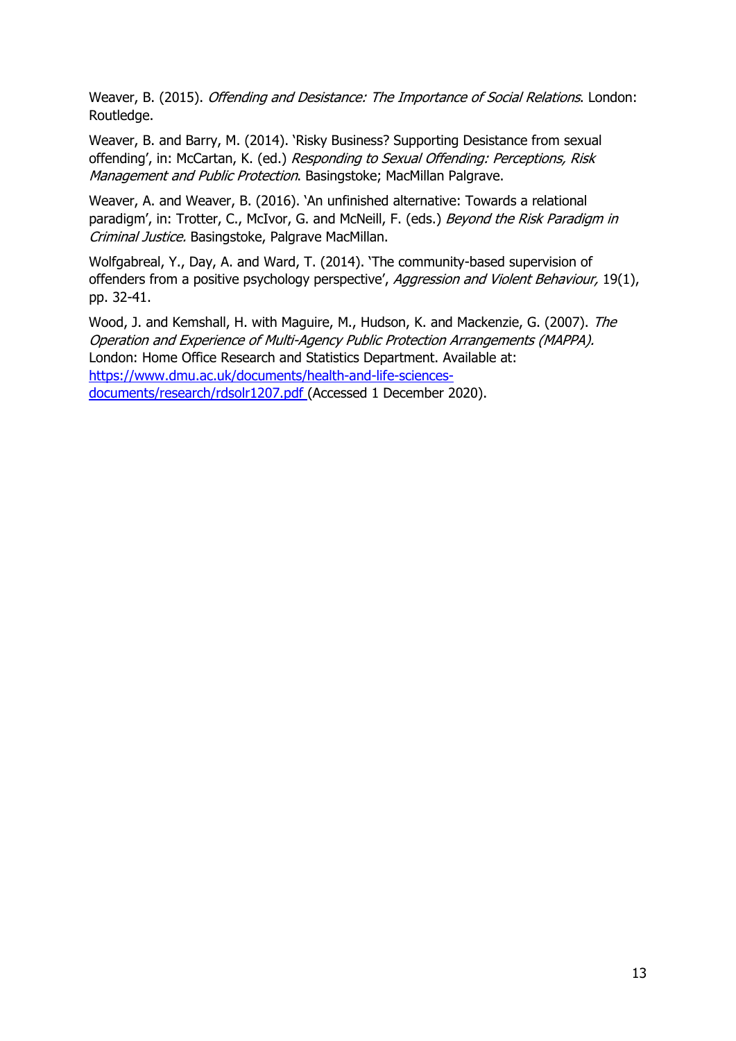Weaver, B. (2015). *Offending and Desistance: The Importance of Social Relations*. London: Routledge.

Weaver, B. and Barry, M. (2014). 'Risky Business? Supporting Desistance from sexual offending', in: McCartan, K. (ed.) *Responding to Sexual Offending: Perceptions, Risk Management and Public Protection*. Basingstoke; MacMillan Palgrave.

Weaver, A. and Weaver, B. (2016). 'An unfinished alternative: Towards a relational paradigm', in: Trotter, C., McIvor, G. and McNeill, F. (eds.) *Beyond the Risk Paradigm in Criminal Justice.* Basingstoke, Palgrave MacMillan.

Wolfgabreal, Y., Day, A. and Ward, T. (2014). 'The community-based supervision of offenders from a positive psychology perspective', *Aggression and Violent Behaviour,* 19(1), pp. 32-41.

Wood, J. and Kemshall, H. with Maguire, M., Hudson, K. and Mackenzie, G. (2007). *The Operation and Experience of Multi-Agency Public Protection Arrangements (MAPPA).* London: Home Office Research and Statistics Department. Available at: [https://www.dmu.ac.uk/documents/health-and-life-sciences-documents/research/rdsolr1207.pdf](https://www.dmu.ac.uk/documents/health-and-life-sciences-documents/research/rdsolr1207.pdf) (Accessed 1 December 2020).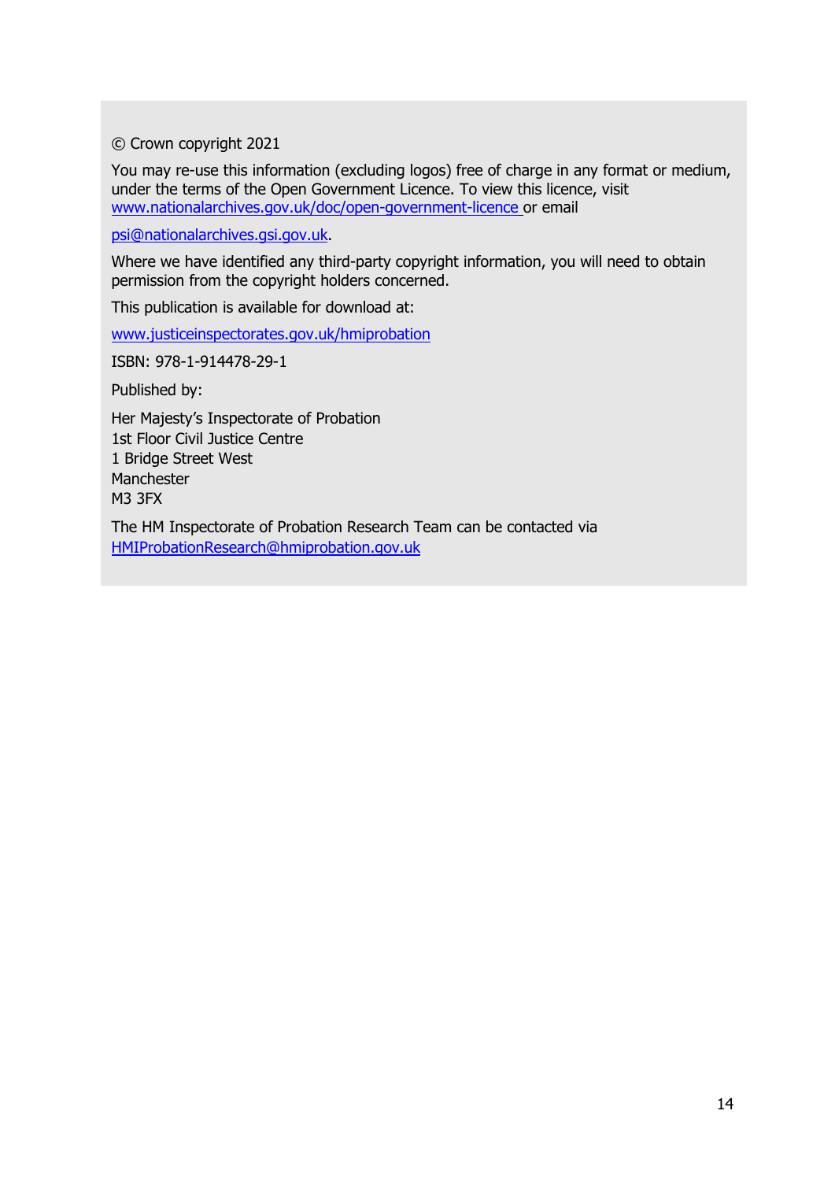© Crown copyright 2021

You may re-use this information (excluding logos) free of charge in any format or medium, under the terms of the Open Government Licence. To view this licence, visit www.nationalarchives.gov.uk/doc/open-government-licence or email

psi@nationalarchives.gsi.gov.uk.

Where we have identified any third-party copyright information, you will need to obtain permission from the copyright holders concerned.

This publication is available for download at:

www.justiceinspectorates.gov.uk/hmiprobation

ISBN: 978-1-914478-29-1

Published by:

Her Majesty's Inspectorate of Probation
1st Floor Civil Justice Centre
1 Bridge Street West
Manchester
M3 3FX

The HM Inspectorate of Probation Research Team can be contacted via HMIProbationResearch@hmiprobation.gov.uk